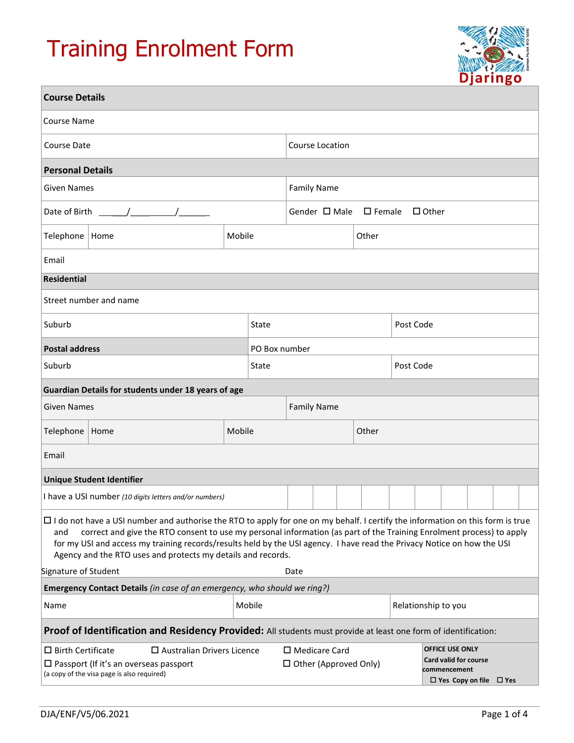# Training Enrolment Form

Djaringo

## Course Details

| | |
|---|---|
| Course Name | |
| Course Date | Course Location |

## Personal Details

| | | | |
|---|---|---|---|
| Given Names | | Family Name | |
| Date of Birth ___/___/___ | | Gender ☐ Male ☐ Female ☐ Other | |
| Telephone | Home | Mobile | Other |
| Email | | | |

**Residential**

| | | |
|---|---|---|
| Street number and name | | |
| Suburb | State | Post Code |

| | | |
|---|---|---|
| **Postal address** | PO Box number | |
| Suburb | State | Post Code |

**Guardian Details for students under 18 years of age**

| | | | |
|---|---|---|---|
| Given Names | | Family Name | |
| Telephone | Home | Mobile | Other |
| Email | | | |

**Unique Student Identifier**

| | | | | | | | | | | |
|---|---|---|---|---|---|---|---|---|---|---|
| I have a USI number *(10 digits letters and/or numbers)* | | | | | | | | | | |

☐ I do not have a USI number and authorise the RTO to apply for one on my behalf. I certify the information on this form is true and correct and give the RTO consent to use my personal information (as part of the Training Enrolment process) to apply for my USI and access my training records/results held by the USI agency. I have read the Privacy Notice on how the USI Agency and the RTO uses and protects my details and records.

Signature of Student Date

**Emergency Contact Details** *(in case of an emergency, who should we ring?)*

| | | |
|---|---|---|
| Name | Mobile | Relationship to you |

**Proof of Identification and Residency Provided:** All students must provide at least one form of identification:

☐ Birth Certificate ☐ Australian Drivers Licence ☐ Medicare Card

☐ Passport (If it's an overseas passport (a copy of the visa page is also required) ☐ Other (Approved Only)

**OFFICE USE ONLY**
**Card valid for course commencement**
**☐ Yes Copy on file ☐ Yes**

DJA/ENF/V5/06.2021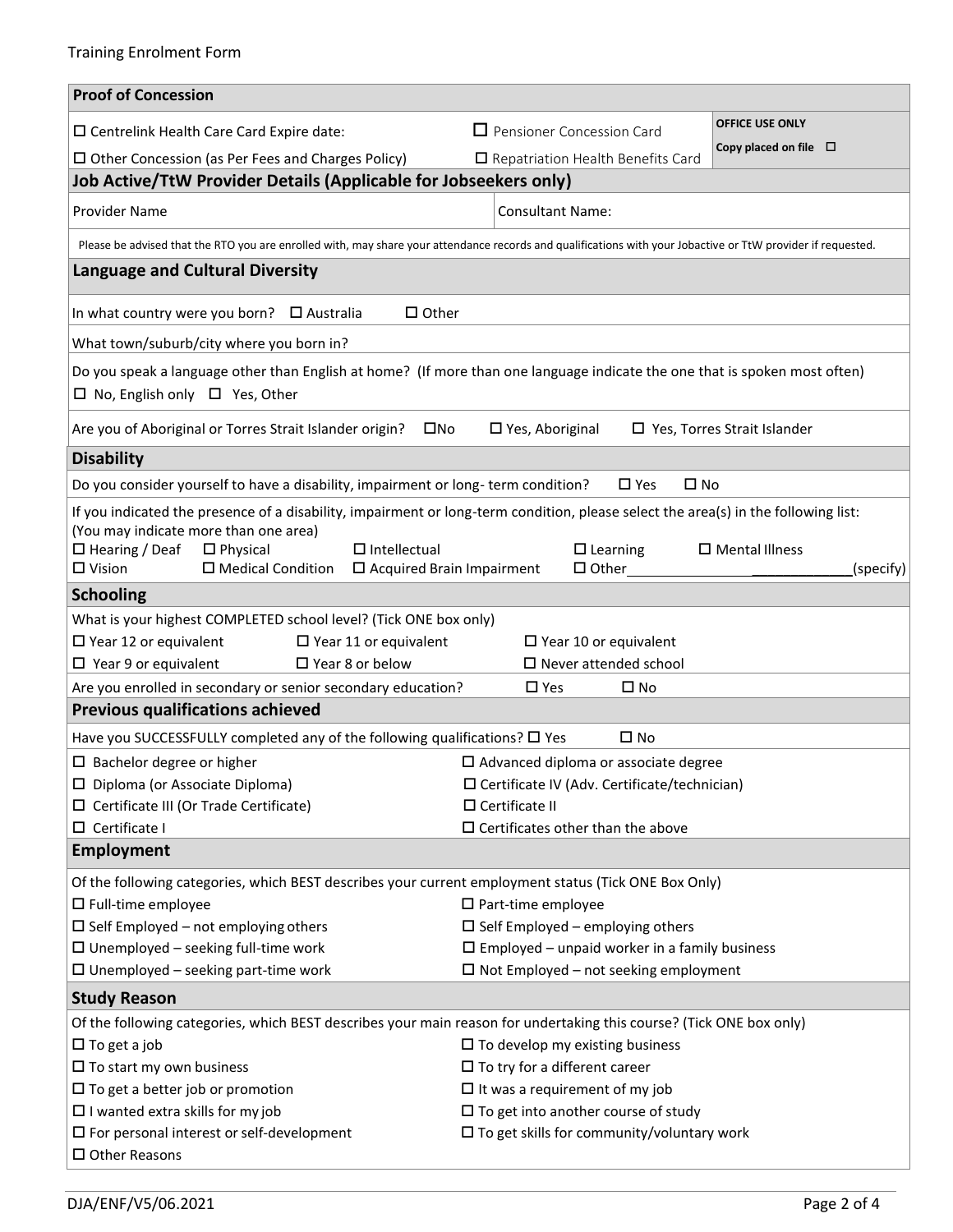## Proof of Concession

| | | |
|---|---|---|
| ☐ Centrelink Health Care Card Expire date: | ☐ Pensioner Concession Card | **OFFICE USE ONLY** |
| ☐ Other Concession (as Per Fees and Charges Policy) | ☐ Repatriation Health Benefits Card | **Copy placed on file** ☐ |

## Job Active/TtW Provider Details (Applicable for Jobseekers only)

| | |
|---|---|
| Provider Name | Consultant Name: |

Please be advised that the RTO you are enrolled with, may share your attendance records and qualifications with your Jobactive or TtW provider if requested.

## Language and Cultural Diversity

In what country were you born? ☐ Australia ☐ Other

What town/suburb/city where you born in?

Do you speak a language other than English at home? (If more than one language indicate the one that is spoken most often)
☐ No, English only ☐ Yes, Other

Are you of Aboriginal or Torres Strait Islander origin? ☐No ☐ Yes, Aboriginal ☐ Yes, Torres Strait Islander

## Disability

Do you consider yourself to have a disability, impairment or long- term condition? ☐ Yes ☐ No

If you indicated the presence of a disability, impairment or long-term condition, please select the area(s) in the following list: (You may indicate more than one area)

☐ Hearing / Deaf ☐ Physical ☐ Intellectual ☐ Learning ☐ Mental Illness
☐ Vision ☐ Medical Condition ☐ Acquired Brain Impairment ☐ Other______________________________(specify)

## Schooling

What is your highest COMPLETED school level? (Tick ONE box only)

☐ Year 12 or equivalent ☐ Year 11 or equivalent ☐ Year 10 or equivalent
☐ Year 9 or equivalent ☐ Year 8 or below ☐ Never attended school

Are you enrolled in secondary or senior secondary education? ☐ Yes ☐ No

## Previous qualifications achieved

Have you SUCCESSFULLY completed any of the following qualifications? ☐ Yes ☐ No

☐ Bachelor degree or higher
☐ Advanced diploma or associate degree
☐ Diploma (or Associate Diploma)
☐ Certificate IV (Adv. Certificate/technician)
☐ Certificate III (Or Trade Certificate)
☐ Certificate II
☐ Certificate I
☐ Certificates other than the above

## Employment

Of the following categories, which BEST describes your current employment status (Tick ONE Box Only)

☐ Full-time employee
☐ Part-time employee
☐ Self Employed – not employing others
☐ Self Employed – employing others
☐ Unemployed – seeking full-time work
☐ Employed – unpaid worker in a family business
☐ Unemployed – seeking part-time work
☐ Not Employed – not seeking employment

## Study Reason

Of the following categories, which BEST describes your main reason for undertaking this course? (Tick ONE box only)

☐ To get a job
☐ To develop my existing business
☐ To start my own business
☐ To try for a different career
☐ To get a better job or promotion
☐ It was a requirement of my job
☐ I wanted extra skills for my job
☐ To get into another course of study
☐ For personal interest or self-development
☐ To get skills for community/voluntary work
☐ Other Reasons

DJA/ENF/V5/06.2021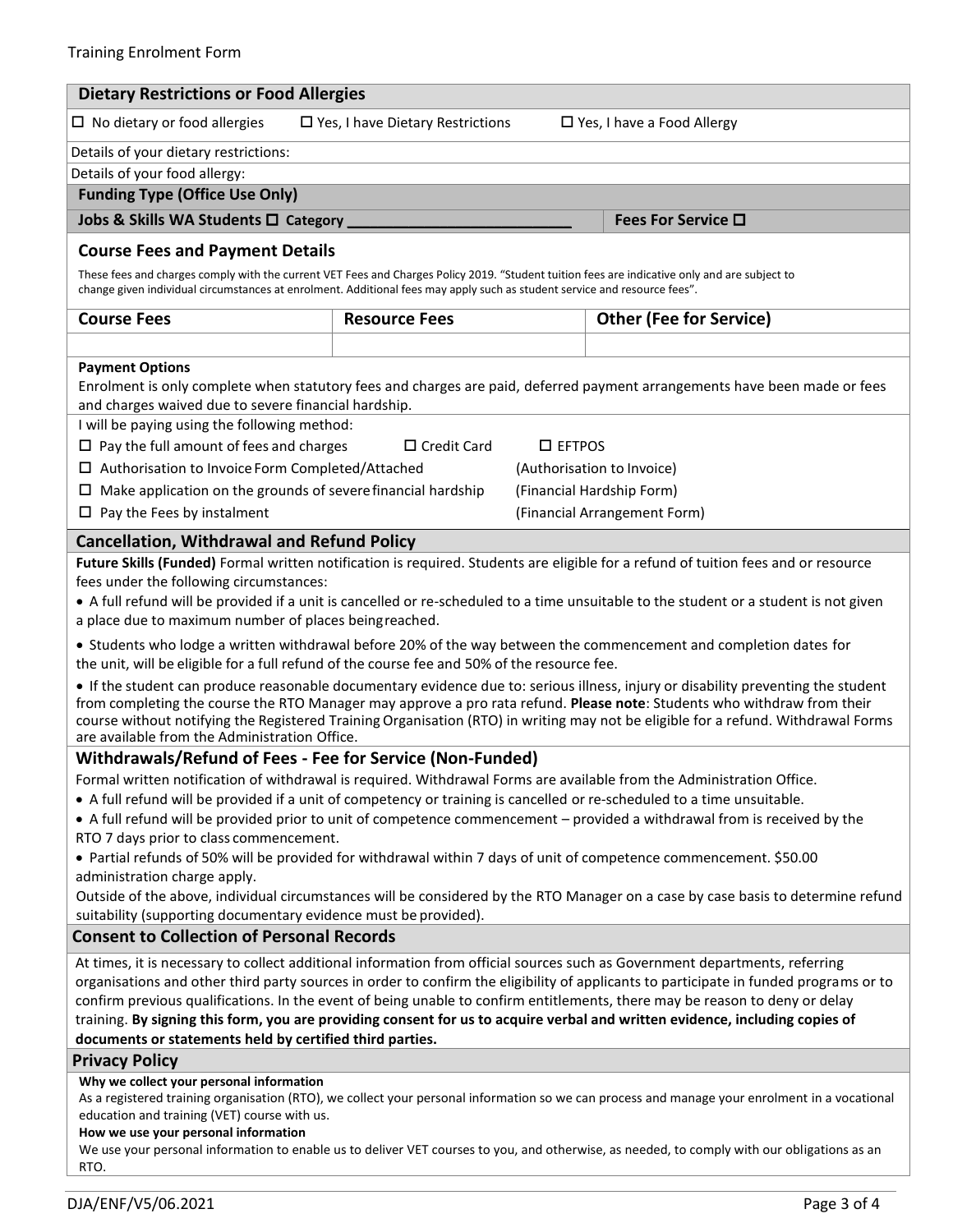Training Enrolment Form

## Dietary Restrictions or Food Allergies

☐ No dietary or food allergies ☐ Yes, I have Dietary Restrictions ☐ Yes, I have a Food Allergy

Details of your dietary restrictions:

Details of your food allergy:

## Funding Type (Office Use Only)

**Jobs & Skills WA Students ☐ Category ___________________________** **Fees For Service ☐**

## Course Fees and Payment Details

These fees and charges comply with the current VET Fees and Charges Policy 2019. "Student tuition fees are indicative only and are subject to change given individual circumstances at enrolment. Additional fees may apply such as student service and resource fees".

| Course Fees | Resource Fees | Other (Fee for Service) |
|---|---|---|
| | | |

**Payment Options**

Enrolment is only complete when statutory fees and charges are paid, deferred payment arrangements have been made or fees and charges waived due to severe financial hardship.

I will be paying using the following method:

- ☐ Pay the full amount of fees and charges ☐ Credit Card ☐ EFTPOS
- ☐ Authorisation to Invoice Form Completed/Attached (Authorisation to Invoice)
- ☐ Make application on the grounds of severe financial hardship (Financial Hardship Form)
- ☐ Pay the Fees by instalment (Financial Arrangement Form)

## Cancellation, Withdrawal and Refund Policy

**Future Skills (Funded)** Formal written notification is required. Students are eligible for a refund of tuition fees and or resource fees under the following circumstances:

- A full refund will be provided if a unit is cancelled or re-scheduled to a time unsuitable to the student or a student is not given a place due to maximum number of places being reached.
- Students who lodge a written withdrawal before 20% of the way between the commencement and completion dates for the unit, will be eligible for a full refund of the course fee and 50% of the resource fee.
- If the student can produce reasonable documentary evidence due to: serious illness, injury or disability preventing the student from completing the course the RTO Manager may approve a pro rata refund. **Please note**: Students who withdraw from their course without notifying the Registered Training Organisation (RTO) in writing may not be eligible for a refund. Withdrawal Forms are available from the Administration Office.

## Withdrawals/Refund of Fees - Fee for Service (Non-Funded)

Formal written notification of withdrawal is required. Withdrawal Forms are available from the Administration Office.

- A full refund will be provided if a unit of competency or training is cancelled or re-scheduled to a time unsuitable.
- A full refund will be provided prior to unit of competence commencement – provided a withdrawal from is received by the RTO 7 days prior to class commencement.
- Partial refunds of 50% will be provided for withdrawal within 7 days of unit of competence commencement. $50.00 administration charge apply.

Outside of the above, individual circumstances will be considered by the RTO Manager on a case by case basis to determine refund suitability (supporting documentary evidence must be provided).

## Consent to Collection of Personal Records

At times, it is necessary to collect additional information from official sources such as Government departments, referring organisations and other third party sources in order to confirm the eligibility of applicants to participate in funded programs or to confirm previous qualifications. In the event of being unable to confirm entitlements, there may be reason to deny or delay training. **By signing this form, you are providing consent for us to acquire verbal and written evidence, including copies of documents or statements held by certified third parties.**

## Privacy Policy

**Why we collect your personal information**

As a registered training organisation (RTO), we collect your personal information so we can process and manage your enrolment in a vocational education and training (VET) course with us.

**How we use your personal information**

We use your personal information to enable us to deliver VET courses to you, and otherwise, as needed, to comply with our obligations as an RTO.

DJA/ENF/V5/06.2021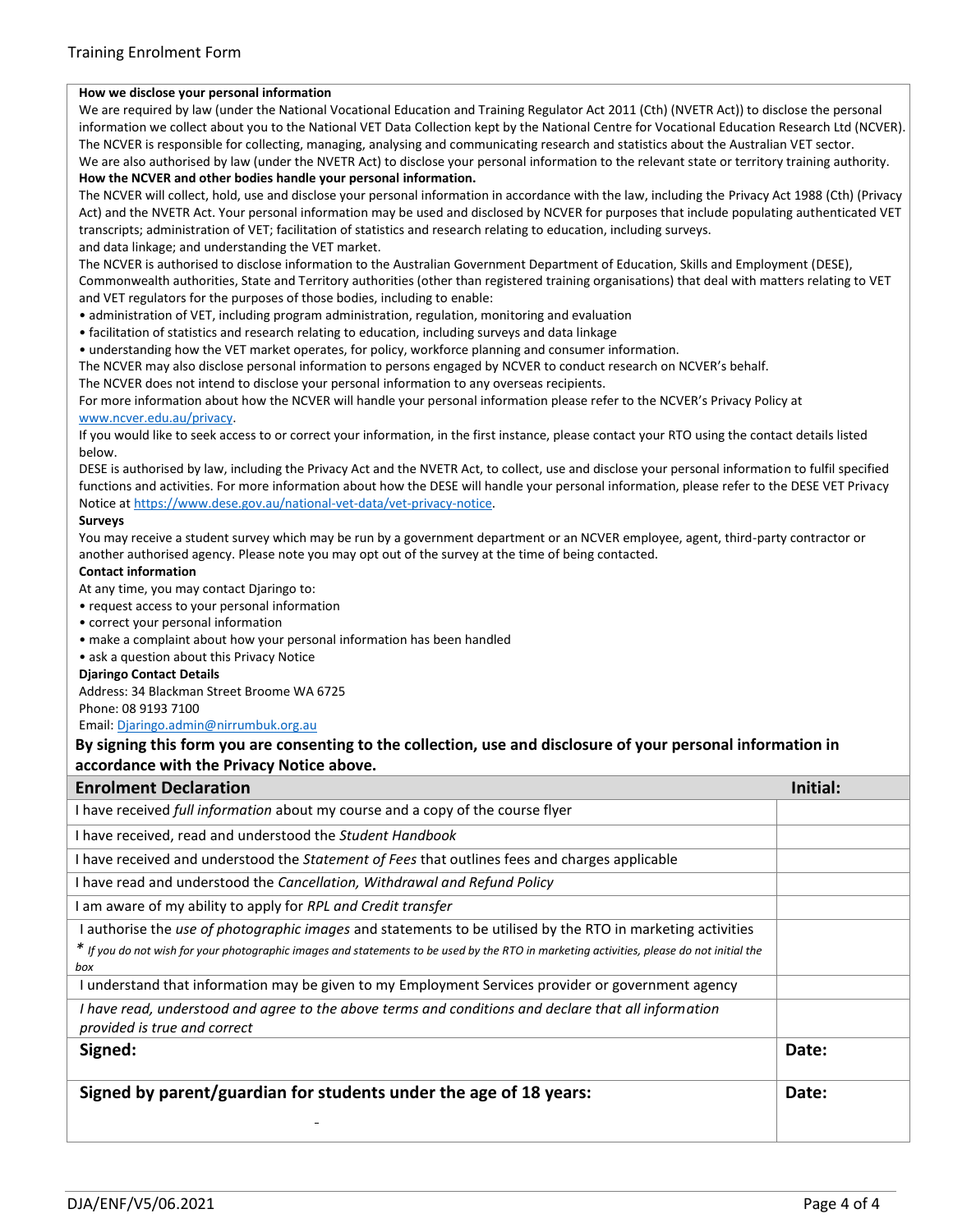**How we disclose your personal information**

We are required by law (under the National Vocational Education and Training Regulator Act 2011 (Cth) (NVETR Act)) to disclose the personal information we collect about you to the National VET Data Collection kept by the National Centre for Vocational Education Research Ltd (NCVER). The NCVER is responsible for collecting, managing, analysing and communicating research and statistics about the Australian VET sector.

We are also authorised by law (under the NVETR Act) to disclose your personal information to the relevant state or territory training authority.

**How the NCVER and other bodies handle your personal information.**

The NCVER will collect, hold, use and disclose your personal information in accordance with the law, including the Privacy Act 1988 (Cth) (Privacy Act) and the NVETR Act. Your personal information may be used and disclosed by NCVER for purposes that include populating authenticated VET transcripts; administration of VET; facilitation of statistics and research relating to education, including surveys.

and data linkage; and understanding the VET market.

The NCVER is authorised to disclose information to the Australian Government Department of Education, Skills and Employment (DESE), Commonwealth authorities, State and Territory authorities (other than registered training organisations) that deal with matters relating to VET and VET regulators for the purposes of those bodies, including to enable:

- administration of VET, including program administration, regulation, monitoring and evaluation
- facilitation of statistics and research relating to education, including surveys and data linkage
- understanding how the VET market operates, for policy, workforce planning and consumer information.

The NCVER may also disclose personal information to persons engaged by NCVER to conduct research on NCVER's behalf.

The NCVER does not intend to disclose your personal information to any overseas recipients.

For more information about how the NCVER will handle your personal information please refer to the NCVER's Privacy Policy at www.ncver.edu.au/privacy.

If you would like to seek access to or correct your information, in the first instance, please contact your RTO using the contact details listed below.

DESE is authorised by law, including the Privacy Act and the NVETR Act, to collect, use and disclose your personal information to fulfil specified functions and activities. For more information about how the DESE will handle your personal information, please refer to the DESE VET Privacy Notice at https://www.dese.gov.au/national-vet-data/vet-privacy-notice.

**Surveys**

You may receive a student survey which may be run by a government department or an NCVER employee, agent, third-party contractor or another authorised agency. Please note you may opt out of the survey at the time of being contacted.

**Contact information**

At any time, you may contact Djaringo to:

- request access to your personal information
- correct your personal information
- make a complaint about how your personal information has been handled
- ask a question about this Privacy Notice

**Djaringo Contact Details**

Address: 34 Blackman Street Broome WA 6725

Phone: 08 9193 7100

Email: Djaringo.admin@nirrumbuk.org.au

**By signing this form you are consenting to the collection, use and disclosure of your personal information in accordance with the Privacy Notice above.**

| **Enrolment Declaration** | **Initial:** |
|---|---|
| I have received *full information* about my course and a copy of the course flyer | |
| I have received, read and understood the *Student Handbook* | |
| I have received and understood the *Statement of Fees* that outlines fees and charges applicable | |
| I have read and understood the *Cancellation, Withdrawal and Refund Policy* | |
| I am aware of my ability to apply for *RPL and Credit transfer* | |
| I authorise the *use of photographic images* and statements to be utilised by the RTO in marketing activities<br>* *If you do not wish for your photographic images and statements to be used by the RTO in marketing activities, please do not initial the box* | |
| I understand that information may be given to my Employment Services provider or government agency | |
| *I have read, understood and agree to the above terms and conditions and declare that all information provided is true and correct* | |
| **Signed:** | **Date:** |
| **Signed by parent/guardian for students under the age of 18 years:** | **Date:** |

DJA/ENF/V5/06.2021